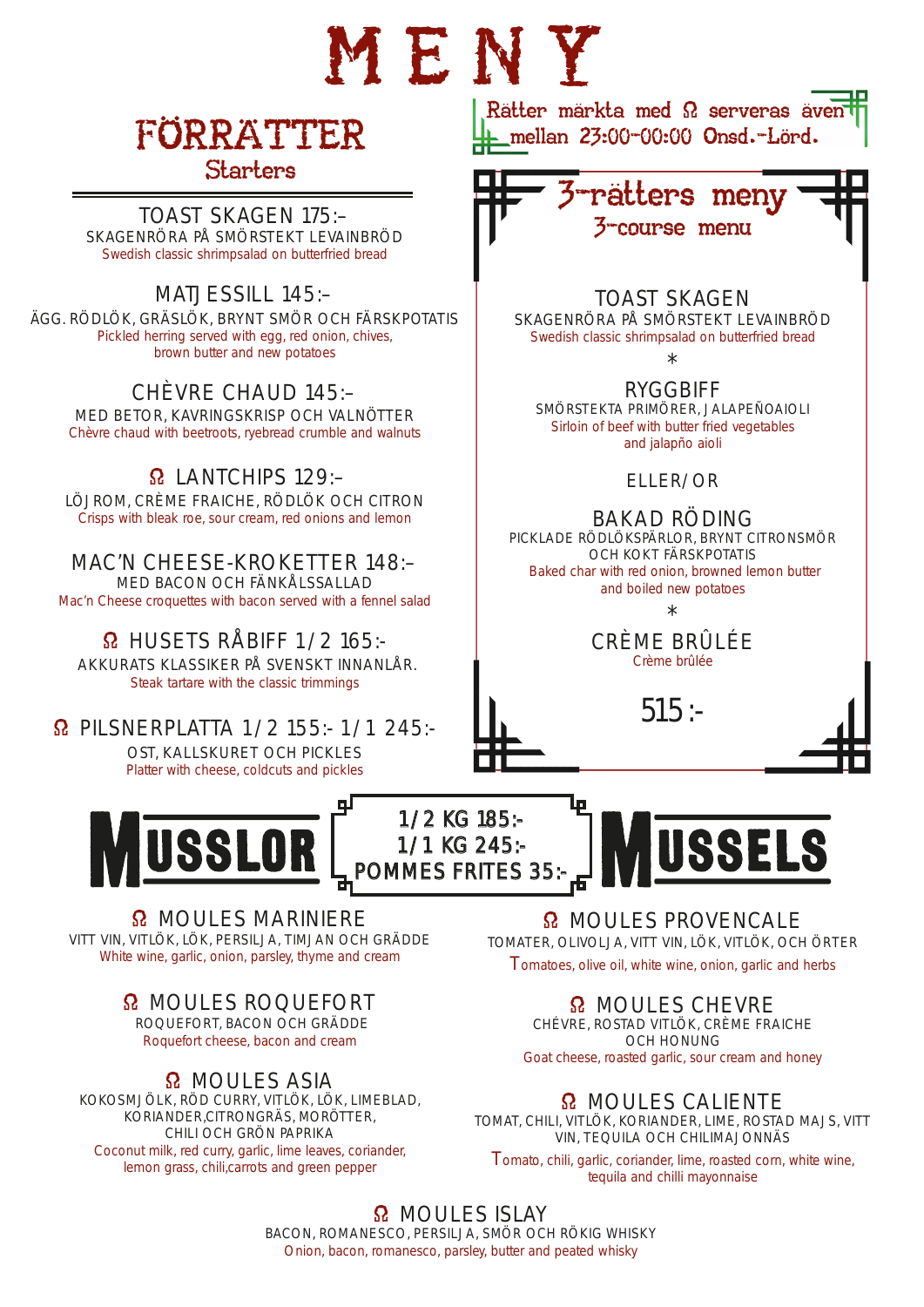# MENY

## FÖRRÄTTER

### Starters

TOAST SKAGEN 175:–
SKAGENRÖRA PÅ SMÖRSTEKT LEVAINBRÖD
Swedish classic shrimpsalad on butterfried bread

MATJESSILL 145:–
ÄGG. RÖDLÖK, GRÄSLÖK, BRYNT SMÖR OCH FÄRSKPOTATIS
Pickled herring served with egg, red onion, chives, brown butter and new potatoes

CHÈVRE CHAUD 145:–
MED BETOR, KAVRINGSKRISP OCH VALNÖTTER
Chèvre chaud with beetroots, ryebread crumble and walnuts

Ω LANTCHIPS 129:–
LÖJROM, CRÈME FRAICHE, RÖDLÖK OCH CITRON
Crisps with bleak roe, sour cream, red onions and lemon

MAC'N CHEESE-KROKETTER 148:–
MED BACON OCH FÄNKÅLSSALLAD
Mac'n Cheese croquettes with bacon served with a fennel salad

Ω HUSETS RÅBIFF 1/2 165:-
AKKURATS KLASSIKER PÅ SVENSKT INNANLÅR.
Steak tartare with the classic trimmings

Ω PILSNERPLATTA 1/2 155:- 1/1 245:-
OST, KALLSKURET OCH PICKLES
Platter with cheese, coldcuts and pickles

Rätter märkta med Ω serveras även mellan 23:00-00:00 Onsd.-Lörd.

## 3-rätters meny

### 3-course menu

TOAST SKAGEN
SKAGENRÖRA PÅ SMÖRSTEKT LEVAINBRÖD
Swedish classic shrimpsalad on butterfried bread

*

RYGGBIFF
SMÖRSTEKTA PRIMÖRER, JALAPEÑOAIOLI
Sirloin of beef with butter fried vegetables and jalapño aioli

ELLER/OR

BAKAD RÖDING
PICKLADE RÖDLÖKSPÄRLOR, BRYNT CITRONSMÖR OCH KOKT FÄRSKPOTATIS
Baked char with red onion, browned lemon butter and boiled new potatoes

*

CRÈME BRÛLÉE
Crème brûlée

515:-

## MUSSLOR / MUSSELS

1/2 KG 185:-
1/1 KG 245:-
POMMES FRITES 35:-

Ω MOULES MARINIERE
VITT VIN, VITLÖK, LÖK, PERSILJA, TIMJAN OCH GRÄDDE
White wine, garlic, onion, parsley, thyme and cream

Ω MOULES ROQUEFORT
ROQUEFORT, BACON OCH GRÄDDE
Roquefort cheese, bacon and cream

Ω MOULES ASIA
KOKOSMJÖLK, RÖD CURRY, VITLÖK, LÖK, LIMEBLAD, KORIANDER,CITRONGRÄS, MORÖTTER, CHILI OCH GRÖN PAPRIKA
Coconut milk, red curry, garlic, lime leaves, coriander, lemon grass, chili,carrots and green pepper

Ω MOULES PROVENCALE
TOMATER, OLIVOLJA, VITT VIN, LÖK, VITLÖK, OCH ÖRTER
Tomatoes, olive oil, white wine, onion, garlic and herbs

Ω MOULES CHEVRE
CHÉVRE, ROSTAD VITLÖK, CRÈME FRAICHE OCH HONUNG
Goat cheese, roasted garlic, sour cream and honey

Ω MOULES CALIENTE
TOMAT, CHILI, VITLÖK, KORIANDER, LIME, ROSTAD MAJS, VITT VIN, TEQUILA OCH CHILIMAJONNÄS
Tomato, chili, garlic, coriander, lime, roasted corn, white wine, tequila and chilli mayonnaise

Ω MOULES ISLAY
BACON, ROMANESCO, PERSILJA, SMÖR OCH RÖKIG WHISKY
Onion, bacon, romanesco, parsley, butter and peated whisky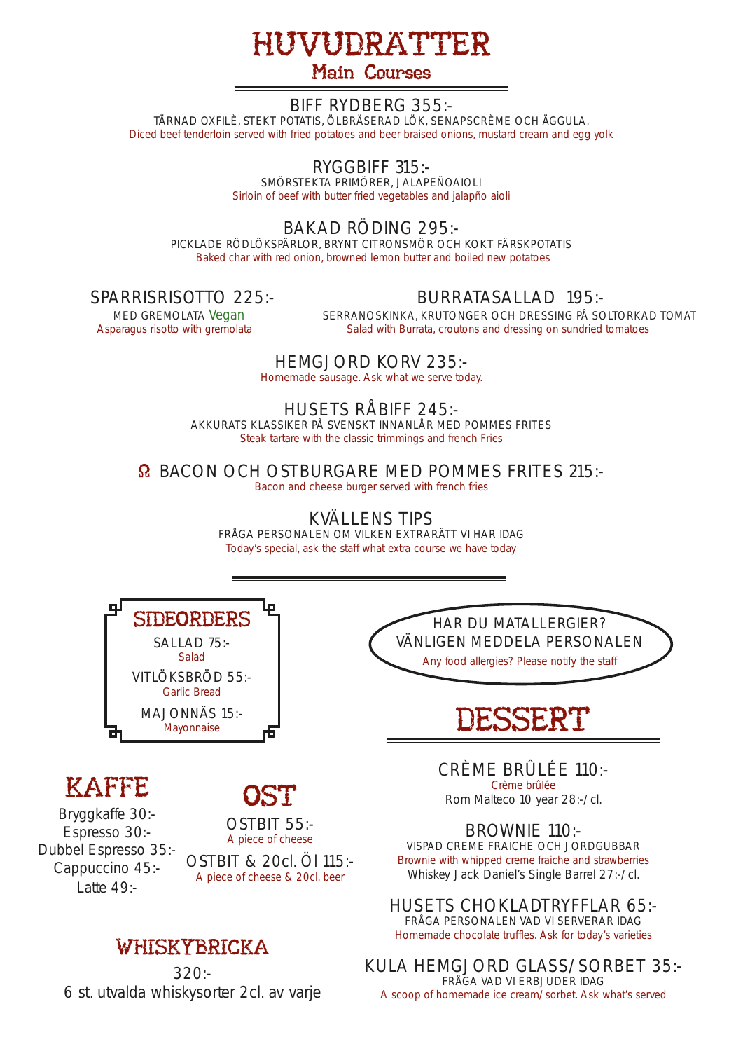# HUVUDRÄTTER

## Main Courses

### BIFF RYDBERG 355:-

TÄRNAD OXFILÈ, STEKT POTATIS, ÖLBRÄSERAD LÖK, SENAPSCRÈME OCH ÄGGULA.
Diced beef tenderloin served with fried potatoes and beer braised onions, mustard cream and egg yolk

### RYGGBIFF 315:-

SMÖRSTEKTA PRIMÖRER, JALAPEÑOAIOLI
Sirloin of beef with butter fried vegetables and jalapño aioli

### BAKAD RÖDING 295:-

PICKLADE RÖDLÖKSPÄRLOR, BRYNT CITRONSMÖR OCH KOKT FÄRSKPOTATIS
Baked char with red onion, browned lemon butter and boiled new potatoes

### SPARRISRISOTTO 225:-

MED GREMOLATA Vegan
Asparagus risotto with gremolata

### BURRATASALLAD 195:-

SERRANOSKINKA, KRUTONGER OCH DRESSING PÅ SOLTORKAD TOMAT
Salad with Burrata, croutons and dressing on sundried tomatoes

### HEMGJORD KORV 235:-

Homemade sausage. Ask what we serve today.

### HUSETS RÅBIFF 245:-

AKKURATS KLASSIKER PÅ SVENSKT INNANLÅR MED POMMES FRITES
Steak tartare with the classic trimmings and french Fries

### Ω BACON OCH OSTBURGARE MED POMMES FRITES 215:-

Bacon and cheese burger served with french fries

### KVÄLLENS TIPS

FRÅGA PERSONALEN OM VILKEN EXTRARÄTT VI HAR IDAG
Today's special, ask the staff what extra course we have today

---

## SIDEORDERS

SALLAD 75:-
Salad

VITLÖKSBRÖD 55:-
Garlic Bread

MAJONNÄS 15:-
Mayonnaise

HAR DU MATALLERGIER?
VÄNLIGEN MEDDELA PERSONALEN
Any food allergies? Please notify the staff

## DESSERT

### CRÈME BRÛLÉE 110:-

Crème brûlée
Rom Malteco 10 year 28:-/cl.

### BROWNIE 110:-

VISPAD CREME FRAICHE OCH JORDGUBBAR
Brownie with whipped creme fraiche and strawberries
Whiskey Jack Daniel's Single Barrel 27:-/cl.

### HUSETS CHOKLADTRYFFLAR 65:-

FRÅGA PERSONALEN VAD VI SERVERAR IDAG
Homemade chocolate truffles. Ask for today's varieties

### KULA HEMGJORD GLASS/SORBET 35:-

FRÅGA VAD VI ERBJUDER IDAG
A scoop of homemade ice cream/sorbet. Ask what's served

## KAFFE

Bryggkaffe 30:-
Espresso 30:-
Dubbel Espresso 35:-
Cappuccino 45:-
Latte 49:-

## OST

OSTBIT 55:-
A piece of cheese

OSTBIT & 20cl. Öl 115:-
A piece of cheese & 20cl. beer

## WHISKYBRICKA

320:-
6 st. utvalda whiskysorter 2cl. av varje